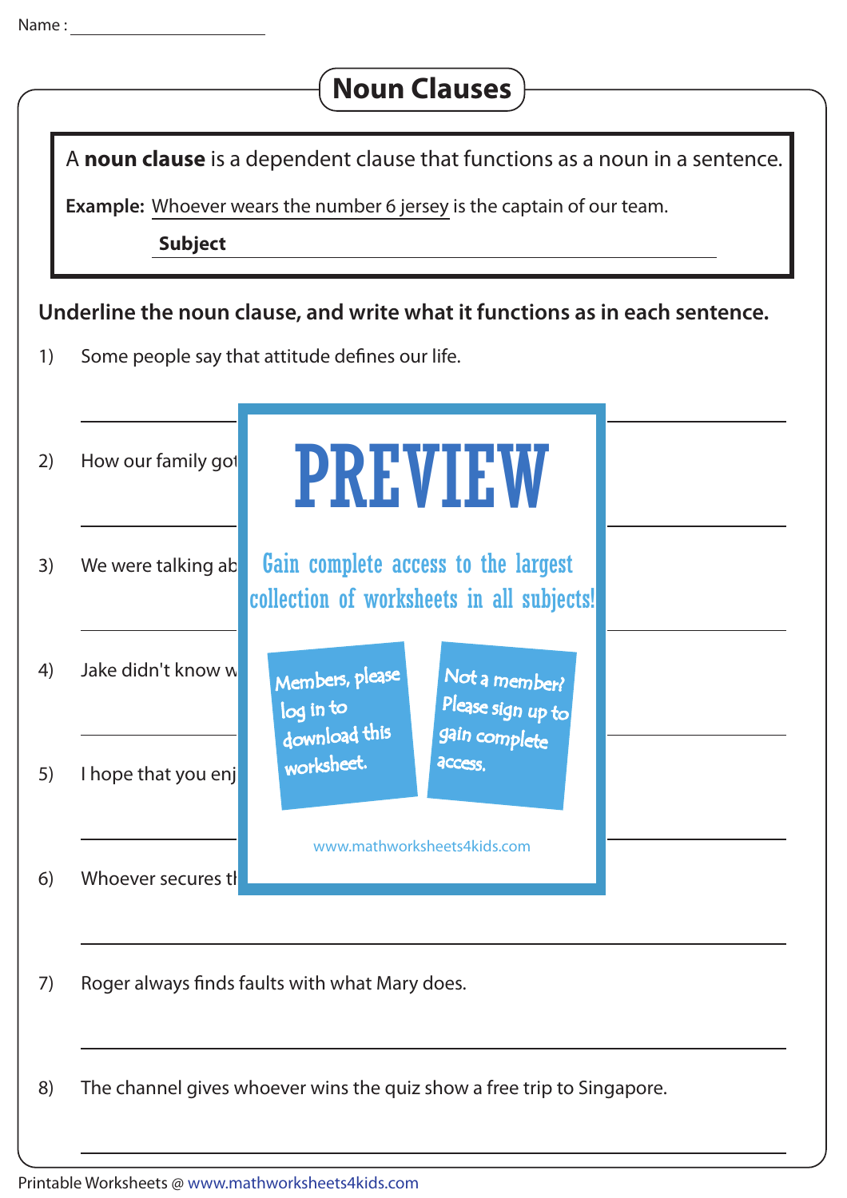Name : ____________________

# Noun Clauses

A **noun clause** is a dependent clause that functions as a noun in a sentence.

**Example:** Whoever wears the number 6 jersey is the captain of our team.

**Subject**

**Underline the noun clause, and write what it functions as in each sentence.**

1) Some people say that attitude defines our life.

2) How our family got

3) We were talking ab

4) Jake didn't know w

5) I hope that you enj

6) Whoever secures th

7) Roger always finds faults with what Mary does.

8) The channel gives whoever wins the quiz show a free trip to Singapore.

PREVIEW

Gain complete access to the largest collection of worksheets in all subjects!

Members, please log in to download this worksheet.

Not a member? Please sign up to gain complete access.

www.mathworksheets4kids.com

Printable Worksheets @ www.mathworksheets4kids.com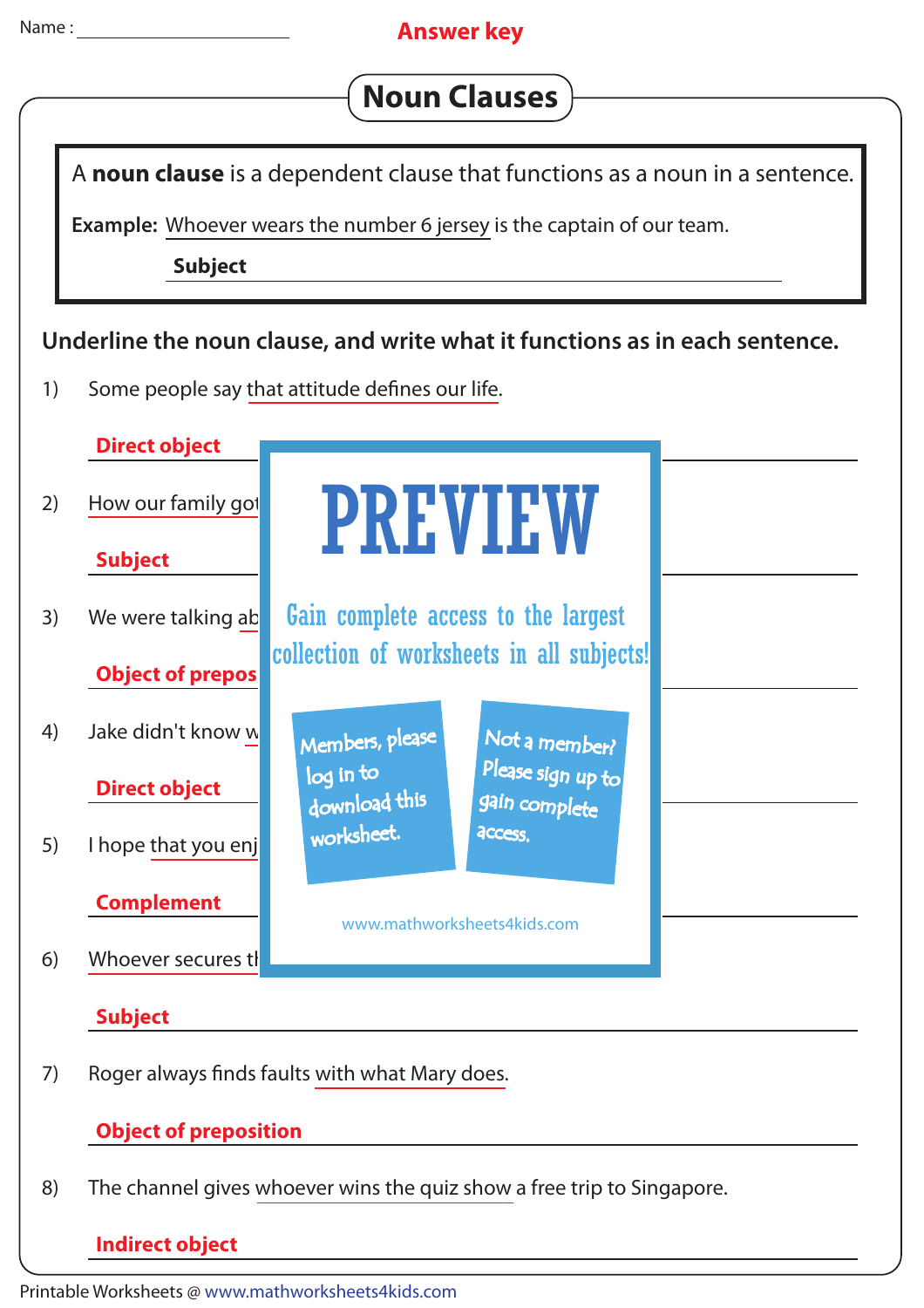Name : ____________________

**Answer key**

# Noun Clauses

A **noun clause** is a dependent clause that functions as a noun in a sentence.

**Example:** Whoever wears the number 6 jersey is the captain of our team.

**Subject**

**Underline the noun clause, and write what it functions as in each sentence.**

1) Some people say that attitude defines our life.

**Direct object**

2) How our family got

**Subject**

3) We were talking ab

**Object of prepos**

4) Jake didn't know w

**Direct object**

5) I hope that you enj

**Complement**

6) Whoever secures th

**Subject**

7) Roger always finds faults with what Mary does.

**Object of preposition**

8) The channel gives whoever wins the quiz show a free trip to Singapore.

**Indirect object**

PREVIEW

Gain complete access to the largest collection of worksheets in all subjects!

Members, please log in to download this worksheet.

Not a member? Please sign up to gain complete access.

www.mathworksheets4kids.com

Printable Worksheets @ www.mathworksheets4kids.com